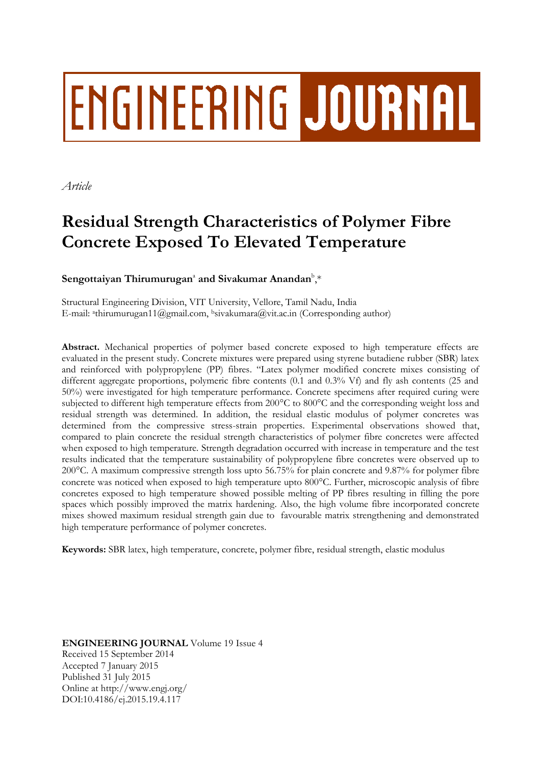# ENGINEERING JOURNAL

*Article*

# Residual Strength Characteristics of Polymer Fibre Concrete Exposed To Elevated Temperature

**Sengottaiyan Thirumurugan**[a] **and Sivakumar Anandan**[b],*

Structural Engineering Division, VIT University, Vellore, Tamil Nadu, India
E-mail: [a]thirumurugan11@gmail.com, [b]sivakumara@vit.ac.in (Corresponding author)

**Abstract.** Mechanical properties of polymer based concrete exposed to high temperature effects are evaluated in the present study. Concrete mixtures were prepared using styrene butadiene rubber (SBR) latex and reinforced with polypropylene (PP) fibres. "Latex polymer modified concrete mixes consisting of different aggregate proportions, polymeric fibre contents (0.1 and 0.3% Vf) and fly ash contents (25 and 50%) were investigated for high temperature performance. Concrete specimens after required curing were subjected to different high temperature effects from 200°C to 800°C and the corresponding weight loss and residual strength was determined. In addition, the residual elastic modulus of polymer concretes was determined from the compressive stress-strain properties. Experimental observations showed that, compared to plain concrete the residual strength characteristics of polymer fibre concretes were affected when exposed to high temperature. Strength degradation occurred with increase in temperature and the test results indicated that the temperature sustainability of polypropylene fibre concretes were observed up to 200°C. A maximum compressive strength loss upto 56.75% for plain concrete and 9.87% for polymer fibre concrete was noticed when exposed to high temperature upto 800°C. Further, microscopic analysis of fibre concretes exposed to high temperature showed possible melting of PP fibres resulting in filling the pore spaces which possibly improved the matrix hardening. Also, the high volume fibre incorporated concrete mixes showed maximum residual strength gain due to favourable matrix strengthening and demonstrated high temperature performance of polymer concretes.

**Keywords:** SBR latex, high temperature, concrete, polymer fibre, residual strength, elastic modulus

**ENGINEERING JOURNAL** Volume 19 Issue 4
Received 15 September 2014
Accepted 7 January 2015
Published 31 July 2015
Online at http://www.engj.org/
DOI:10.4186/ej.2015.19.4.117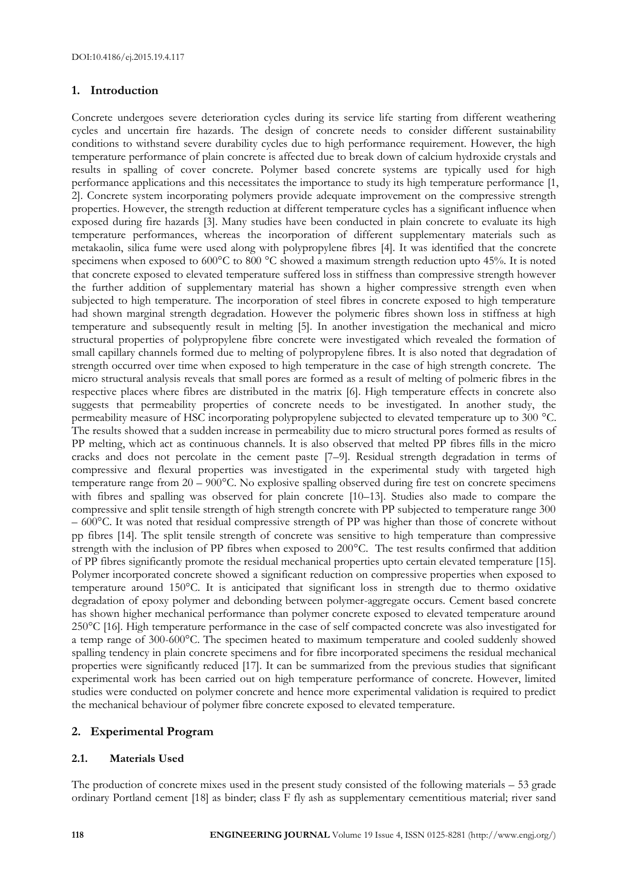## 1. Introduction

Concrete undergoes severe deterioration cycles during its service life starting from different weathering cycles and uncertain fire hazards. The design of concrete needs to consider different sustainability conditions to withstand severe durability cycles due to high performance requirement. However, the high temperature performance of plain concrete is affected due to break down of calcium hydroxide crystals and results in spalling of cover concrete. Polymer based concrete systems are typically used for high performance applications and this necessitates the importance to study its high temperature performance [1, 2]. Concrete system incorporating polymers provide adequate improvement on the compressive strength properties. However, the strength reduction at different temperature cycles has a significant influence when exposed during fire hazards [3]. Many studies have been conducted in plain concrete to evaluate its high temperature performances, whereas the incorporation of different supplementary materials such as metakaolin, silica fume were used along with polypropylene fibres [4]. It was identified that the concrete specimens when exposed to 600°C to 800 °C showed a maximum strength reduction upto 45%. It is noted that concrete exposed to elevated temperature suffered loss in stiffness than compressive strength however the further addition of supplementary material has shown a higher compressive strength even when subjected to high temperature. The incorporation of steel fibres in concrete exposed to high temperature had shown marginal strength degradation. However the polymeric fibres shown loss in stiffness at high temperature and subsequently result in melting [5]. In another investigation the mechanical and micro structural properties of polypropylene fibre concrete were investigated which revealed the formation of small capillary channels formed due to melting of polypropylene fibres. It is also noted that degradation of strength occurred over time when exposed to high temperature in the case of high strength concrete. The micro structural analysis reveals that small pores are formed as a result of melting of polmeric fibres in the respective places where fibres are distributed in the matrix [6]. High temperature effects in concrete also suggests that permeability properties of concrete needs to be investigated. In another study, the permeability measure of HSC incorporating polypropylene subjected to elevated temperature up to 300 °C. The results showed that a sudden increase in permeability due to micro structural pores formed as results of PP melting, which act as continuous channels. It is also observed that melted PP fibres fills in the micro cracks and does not percolate in the cement paste [7–9]. Residual strength degradation in terms of compressive and flexural properties was investigated in the experimental study with targeted high temperature range from 20 – 900°C. No explosive spalling observed during fire test on concrete specimens with fibres and spalling was observed for plain concrete [10–13]. Studies also made to compare the compressive and split tensile strength of high strength concrete with PP subjected to temperature range 300 – 600°C. It was noted that residual compressive strength of PP was higher than those of concrete without pp fibres [14]. The split tensile strength of concrete was sensitive to high temperature than compressive strength with the inclusion of PP fibres when exposed to 200°C. The test results confirmed that addition of PP fibres significantly promote the residual mechanical properties upto certain elevated temperature [15]. Polymer incorporated concrete showed a significant reduction on compressive properties when exposed to temperature around 150°C. It is anticipated that significant loss in strength due to thermo oxidative degradation of epoxy polymer and debonding between polymer-aggregate occurs. Cement based concrete has shown higher mechanical performance than polymer concrete exposed to elevated temperature around 250°C [16]. High temperature performance in the case of self compacted concrete was also investigated for a temp range of 300-600°C. The specimen heated to maximum temperature and cooled suddenly showed spalling tendency in plain concrete specimens and for fibre incorporated specimens the residual mechanical properties were significantly reduced [17]. It can be summarized from the previous studies that significant experimental work has been carried out on high temperature performance of concrete. However, limited studies were conducted on polymer concrete and hence more experimental validation is required to predict the mechanical behaviour of polymer fibre concrete exposed to elevated temperature.

## 2. Experimental Program

### 2.1. Materials Used

The production of concrete mixes used in the present study consisted of the following materials – 53 grade ordinary Portland cement [18] as binder; class F fly ash as supplementary cementitious material; river sand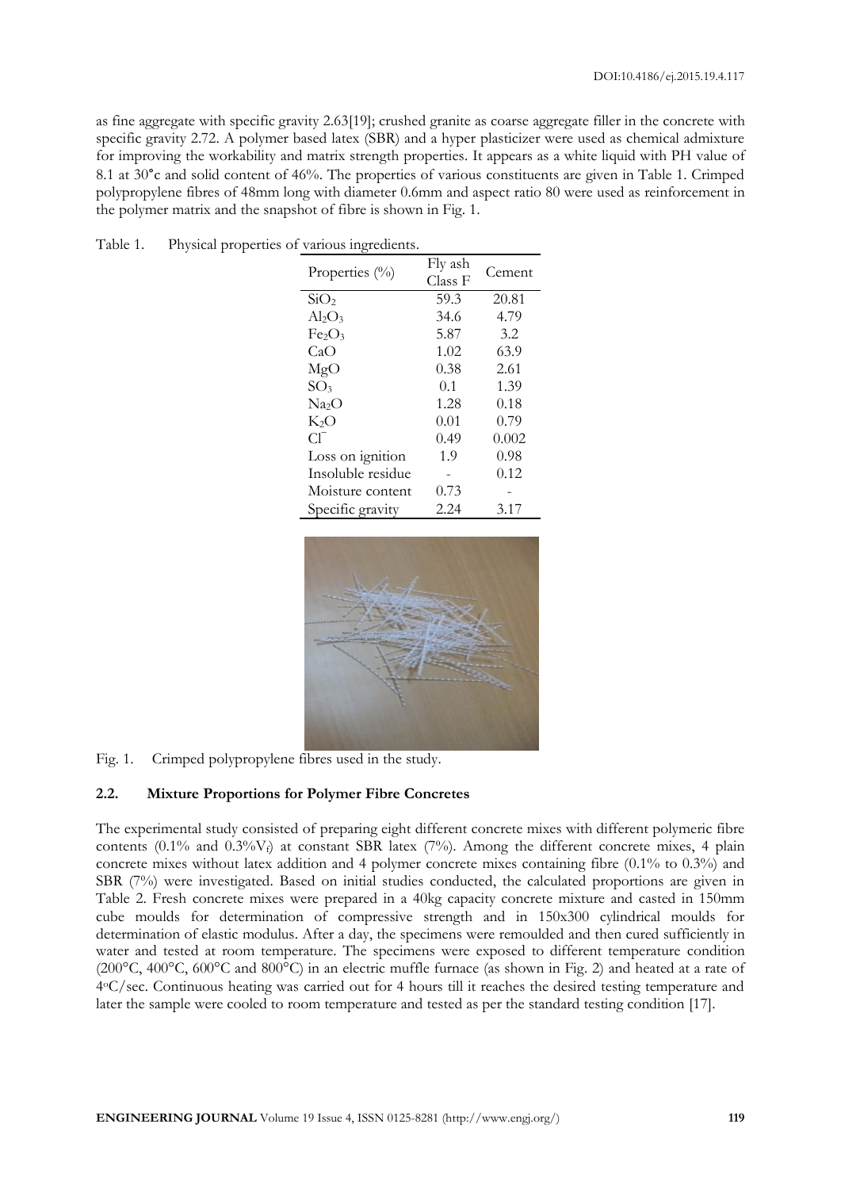as fine aggregate with specific gravity 2.63[19]; crushed granite as coarse aggregate filler in the concrete with specific gravity 2.72. A polymer based latex (SBR) and a hyper plasticizer were used as chemical admixture for improving the workability and matrix strength properties. It appears as a white liquid with PH value of 8.1 at 30°c and solid content of 46%. The properties of various constituents are given in Table 1. Crimped polypropylene fibres of 48mm long with diameter 0.6mm and aspect ratio 80 were used as reinforcement in the polymer matrix and the snapshot of fibre is shown in Fig. 1.

Table 1. Physical properties of various ingredients.

| Properties (%) | Fly ash Class F | Cement |
|---|---|---|
| $SiO_2$ | 59.3 | 20.81 |
| $Al_2O_3$ | 34.6 | 4.79 |
| $Fe_2O_3$ | 5.87 | 3.2 |
| CaO | 1.02 | 63.9 |
| MgO | 0.38 | 2.61 |
| $SO_3$ | 0.1 | 1.39 |
| $Na_2O$ | 1.28 | 0.18 |
| $K_2O$ | 0.01 | 0.79 |
| $Cl^-$ | 0.49 | 0.002 |
| Loss on ignition | 1.9 | 0.98 |
| Insoluble residue | - | 0.12 |
| Moisture content | 0.73 | - |
| Specific gravity | 2.24 | 3.17 |

Fig. 1. Crimped polypropylene fibres used in the study.

### 2.2. Mixture Proportions for Polymer Fibre Concretes

The experimental study consisted of preparing eight different concrete mixes with different polymeric fibre contents (0.1% and 0.3%$V_f$) at constant SBR latex (7%). Among the different concrete mixes, 4 plain concrete mixes without latex addition and 4 polymer concrete mixes containing fibre (0.1% to 0.3%) and SBR (7%) were investigated. Based on initial studies conducted, the calculated proportions are given in Table 2. Fresh concrete mixes were prepared in a 40kg capacity concrete mixture and casted in 150mm cube moulds for determination of compressive strength and in 150x300 cylindrical moulds for determination of elastic modulus. After a day, the specimens were remoulded and then cured sufficiently in water and tested at room temperature. The specimens were exposed to different temperature condition (200°C, 400°C, 600°C and 800°C) in an electric muffle furnace (as shown in Fig. 2) and heated at a rate of 4°C/sec. Continuous heating was carried out for 4 hours till it reaches the desired testing temperature and later the sample were cooled to room temperature and tested as per the standard testing condition [17].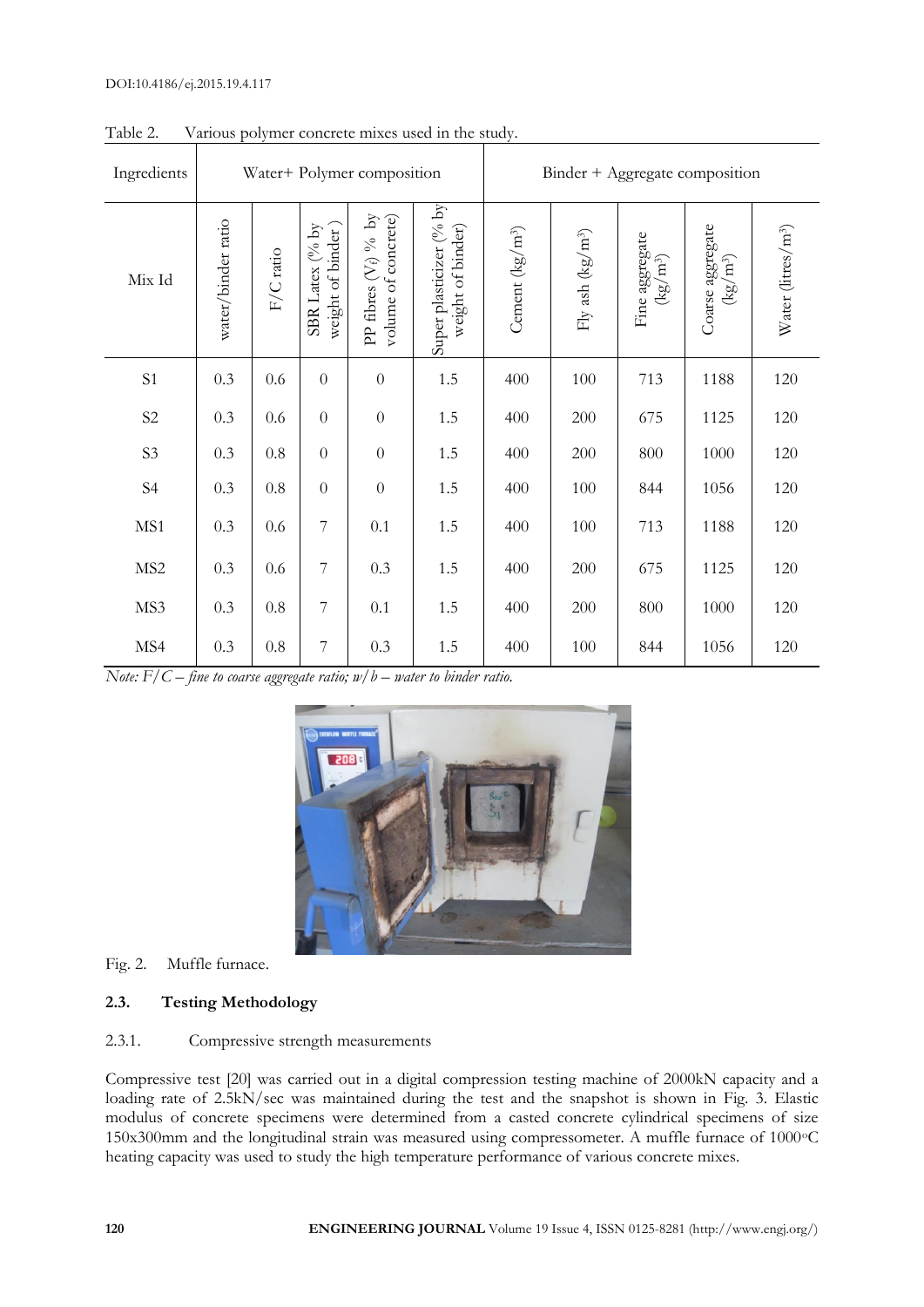Table 2. Various polymer concrete mixes used in the study.

| Ingredients | Water+ Polymer composition | | | | | Binder + Aggregate composition | | | | |
|---|---|---|---|---|---|---|---|---|---|---|
| Mix Id | water/binder ratio | F/C ratio | SBR Latex (% by weight of binder) | PP fibres ($V_f$) % by volume of concrete) | Super plasticizer (% by weight of binder) | Cement (kg/m³) | Fly ash (kg/m³) | Fine aggregate (kg/m³) | Coarse aggregate (kg/m³) | Water (litres/m³) |
| S1 | 0.3 | 0.6 | 0 | 0 | 1.5 | 400 | 100 | 713 | 1188 | 120 |
| S2 | 0.3 | 0.6 | 0 | 0 | 1.5 | 400 | 200 | 675 | 1125 | 120 |
| S3 | 0.3 | 0.8 | 0 | 0 | 1.5 | 400 | 200 | 800 | 1000 | 120 |
| S4 | 0.3 | 0.8 | 0 | 0 | 1.5 | 400 | 100 | 844 | 1056 | 120 |
| MS1 | 0.3 | 0.6 | 7 | 0.1 | 1.5 | 400 | 100 | 713 | 1188 | 120 |
| MS2 | 0.3 | 0.6 | 7 | 0.3 | 1.5 | 400 | 200 | 675 | 1125 | 120 |
| MS3 | 0.3 | 0.8 | 7 | 0.1 | 1.5 | 400 | 200 | 800 | 1000 | 120 |
| MS4 | 0.3 | 0.8 | 7 | 0.3 | 1.5 | 400 | 100 | 844 | 1056 | 120 |

*Note: F/C – fine to coarse aggregate ratio; w/b – water to binder ratio.*

Fig. 2. Muffle furnace.

### 2.3. Testing Methodology

#### 2.3.1. Compressive strength measurements

Compressive test [20] was carried out in a digital compression testing machine of 2000kN capacity and a loading rate of 2.5kN/sec was maintained during the test and the snapshot is shown in Fig. 3. Elastic modulus of concrete specimens were determined from a casted concrete cylindrical specimens of size 150x300mm and the longitudinal strain was measured using compressometer. A muffle furnace of 1000°C heating capacity was used to study the high temperature performance of various concrete mixes.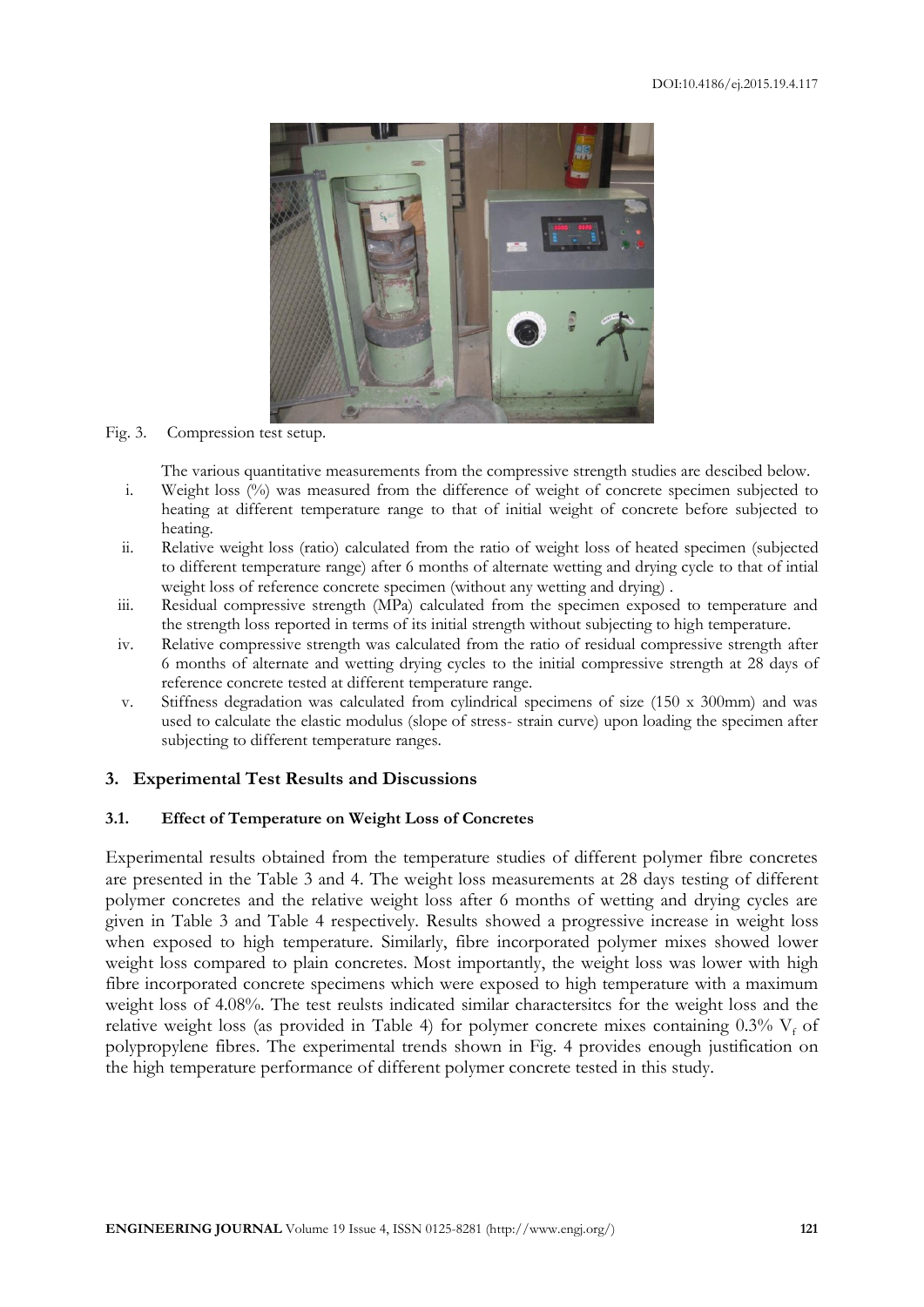Fig. 3. Compression test setup.

The various quantitative measurements from the compressive strength studies are descibed below.

i. Weight loss (%) was measured from the difference of weight of concrete specimen subjected to heating at different temperature range to that of initial weight of concrete before subjected to heating.
ii. Relative weight loss (ratio) calculated from the ratio of weight loss of heated specimen (subjected to different temperature range) after 6 months of alternate wetting and drying cycle to that of intial weight loss of reference concrete specimen (without any wetting and drying) .
iii. Residual compressive strength (MPa) calculated from the specimen exposed to temperature and the strength loss reported in terms of its initial strength without subjecting to high temperature.
iv. Relative compressive strength was calculated from the ratio of residual compressive strength after 6 months of alternate and wetting drying cycles to the initial compressive strength at 28 days of reference concrete tested at different temperature range.
v. Stiffness degradation was calculated from cylindrical specimens of size (150 x 300mm) and was used to calculate the elastic modulus (slope of stress- strain curve) upon loading the specimen after subjecting to different temperature ranges.

## 3. Experimental Test Results and Discussions

### 3.1. Effect of Temperature on Weight Loss of Concretes

Experimental results obtained from the temperature studies of different polymer fibre concretes are presented in the Table 3 and 4. The weight loss measurements at 28 days testing of different polymer concretes and the relative weight loss after 6 months of wetting and drying cycles are given in Table 3 and Table 4 respectively. Results showed a progressive increase in weight loss when exposed to high temperature. Similarly, fibre incorporated polymer mixes showed lower weight loss compared to plain concretes. Most importantly, the weight loss was lower with high fibre incorporated concrete specimens which were exposed to high temperature with a maximum weight loss of 4.08%. The test reulsts indicated similar charactersitcs for the weight loss and the relative weight loss (as provided in Table 4) for polymer concrete mixes containing 0.3% $V_f$ of polypropylene fibres. The experimental trends shown in Fig. 4 provides enough justification on the high temperature performance of different polymer concrete tested in this study.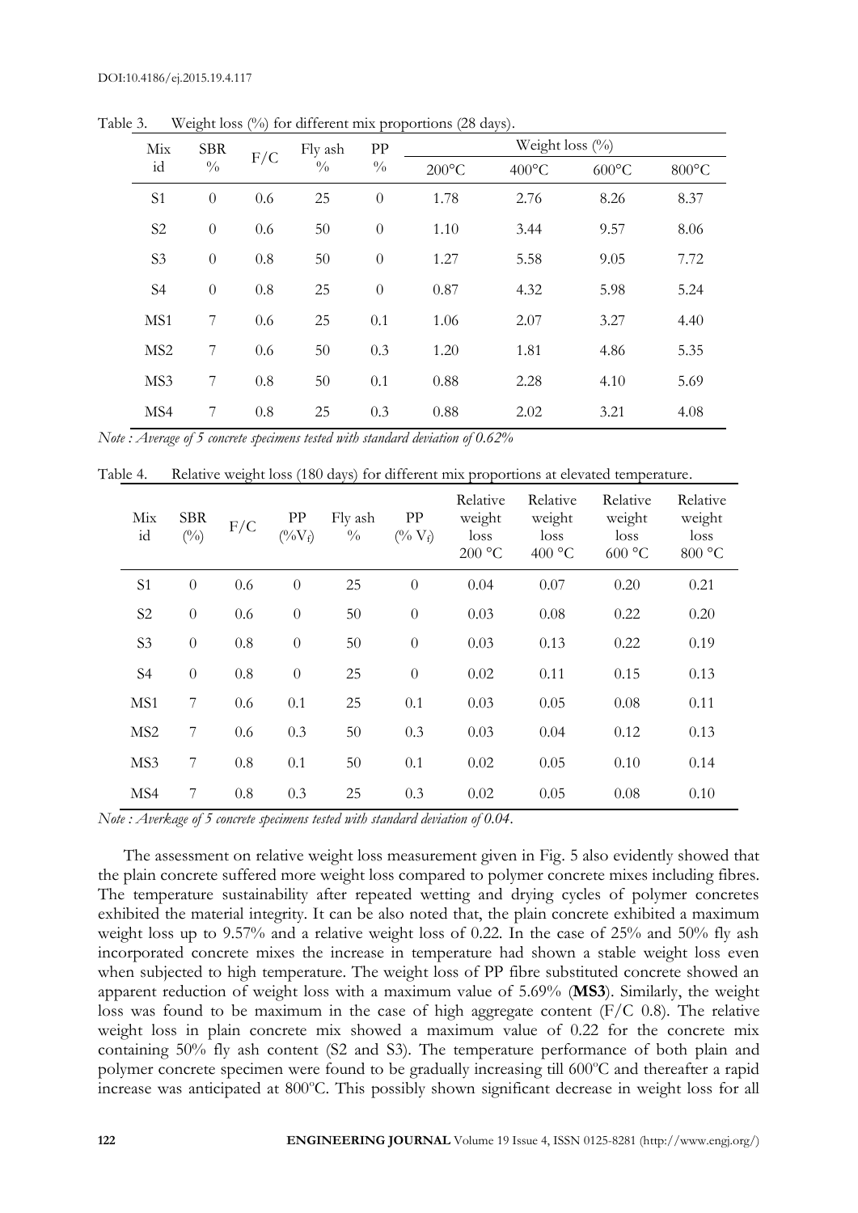Table 3. Weight loss (%) for different mix proportions (28 days).

| Mix id | SBR % | F/C | Fly ash % | PP % | Weight loss (%) | | | |
|---|---|---|---|---|---|---|---|---|
| | | | | | 200°C | 400°C | 600°C | 800°C |
| S1 | 0 | 0.6 | 25 | 0 | 1.78 | 2.76 | 8.26 | 8.37 |
| S2 | 0 | 0.6 | 50 | 0 | 1.10 | 3.44 | 9.57 | 8.06 |
| S3 | 0 | 0.8 | 50 | 0 | 1.27 | 5.58 | 9.05 | 7.72 |
| S4 | 0 | 0.8 | 25 | 0 | 0.87 | 4.32 | 5.98 | 5.24 |
| MS1 | 7 | 0.6 | 25 | 0.1 | 1.06 | 2.07 | 3.27 | 4.40 |
| MS2 | 7 | 0.6 | 50 | 0.3 | 1.20 | 1.81 | 4.86 | 5.35 |
| MS3 | 7 | 0.8 | 50 | 0.1 | 0.88 | 2.28 | 4.10 | 5.69 |
| MS4 | 7 | 0.8 | 25 | 0.3 | 0.88 | 2.02 | 3.21 | 4.08 |

*Note : Average of 5 concrete specimens tested with standard deviation of 0.62%*

Table 4. Relative weight loss (180 days) for different mix proportions at elevated temperature.

| Mix id | SBR (%) | F/C | PP (% $V_f$) | Fly ash % | PP (% $V_f$) | Relative weight loss 200 °C | Relative weight loss 400 °C | Relative weight loss 600 °C | Relative weight loss 800 °C |
|---|---|---|---|---|---|---|---|---|---|
| S1 | 0 | 0.6 | 0 | 25 | 0 | 0.04 | 0.07 | 0.20 | 0.21 |
| S2 | 0 | 0.6 | 0 | 50 | 0 | 0.03 | 0.08 | 0.22 | 0.20 |
| S3 | 0 | 0.8 | 0 | 50 | 0 | 0.03 | 0.13 | 0.22 | 0.19 |
| S4 | 0 | 0.8 | 0 | 25 | 0 | 0.02 | 0.11 | 0.15 | 0.13 |
| MS1 | 7 | 0.6 | 0.1 | 25 | 0.1 | 0.03 | 0.05 | 0.08 | 0.11 |
| MS2 | 7 | 0.6 | 0.3 | 50 | 0.3 | 0.03 | 0.04 | 0.12 | 0.13 |
| MS3 | 7 | 0.8 | 0.1 | 50 | 0.1 | 0.02 | 0.05 | 0.10 | 0.14 |
| MS4 | 7 | 0.8 | 0.3 | 25 | 0.3 | 0.02 | 0.05 | 0.08 | 0.10 |

*Note : Averkage of 5 concrete specimens tested with standard deviation of 0.04.*

The assessment on relative weight loss measurement given in Fig. 5 also evidently showed that the plain concrete suffered more weight loss compared to polymer concrete mixes including fibres. The temperature sustainability after repeated wetting and drying cycles of polymer concretes exhibited the material integrity. It can be also noted that, the plain concrete exhibited a maximum weight loss up to 9.57% and a relative weight loss of 0.22. In the case of 25% and 50% fly ash incorporated concrete mixes the increase in temperature had shown a stable weight loss even when subjected to high temperature. The weight loss of PP fibre substituted concrete showed an apparent reduction of weight loss with a maximum value of 5.69% (**MS3**). Similarly, the weight loss was found to be maximum in the case of high aggregate content (F/C 0.8). The relative weight loss in plain concrete mix showed a maximum value of 0.22 for the concrete mix containing 50% fly ash content (S2 and S3). The temperature performance of both plain and polymer concrete specimen were found to be gradually increasing till 600ºC and thereafter a rapid increase was anticipated at 800ºC. This possibly shown significant decrease in weight loss for all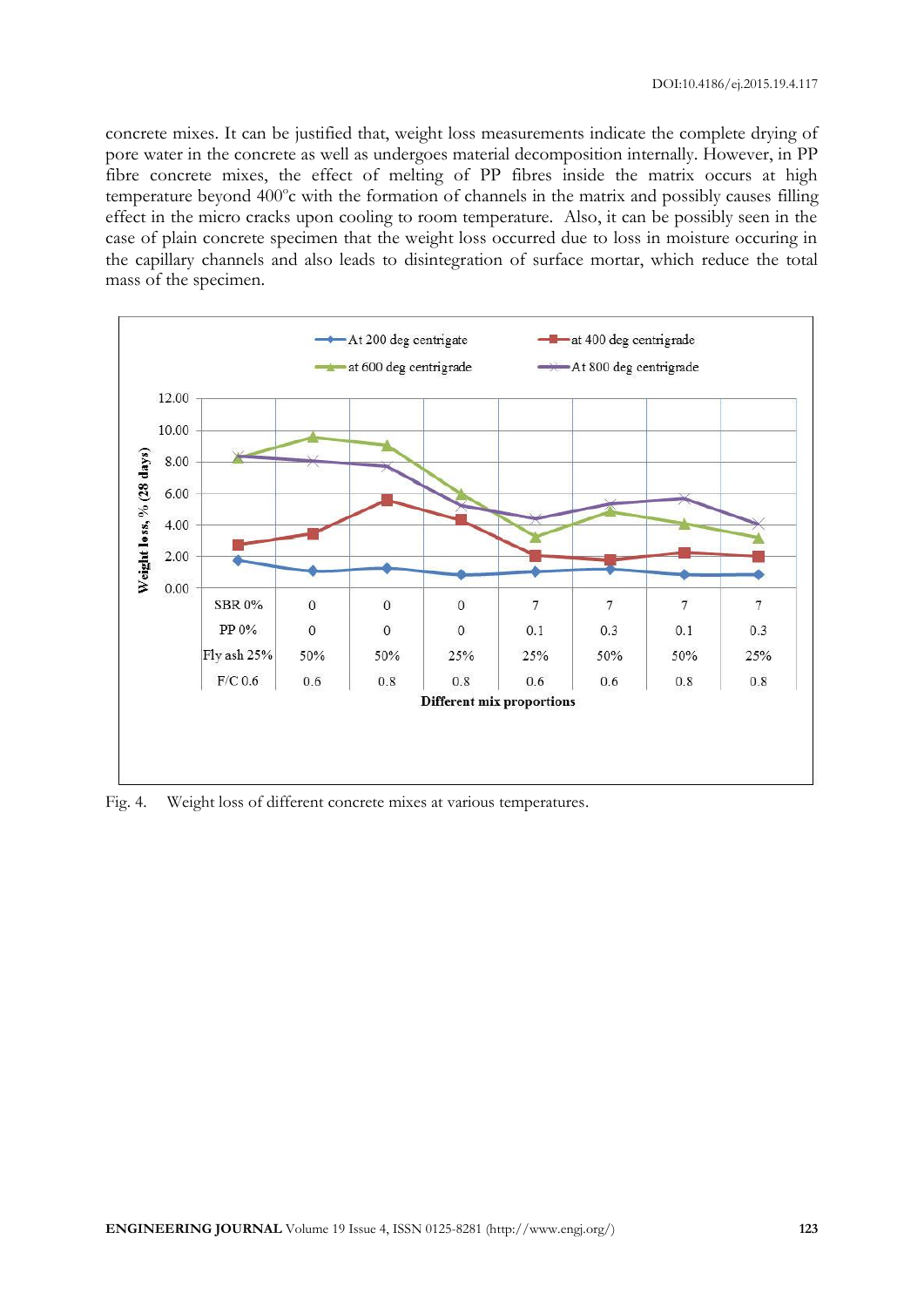concrete mixes. It can be justified that, weight loss measurements indicate the complete drying of pore water in the concrete as well as undergoes material decomposition internally. However, in PP fibre concrete mixes, the effect of melting of PP fibres inside the matrix occurs at high temperature beyond 400°c with the formation of channels in the matrix and possibly causes filling effect in the micro cracks upon cooling to room temperature. Also, it can be possibly seen in the case of plain concrete specimen that the weight loss occurred due to loss in moisture occuring in the capillary channels and also leads to disintegration of surface mortar, which reduce the total mass of the specimen.

Fig. 4. Weight loss of different concrete mixes at various temperatures.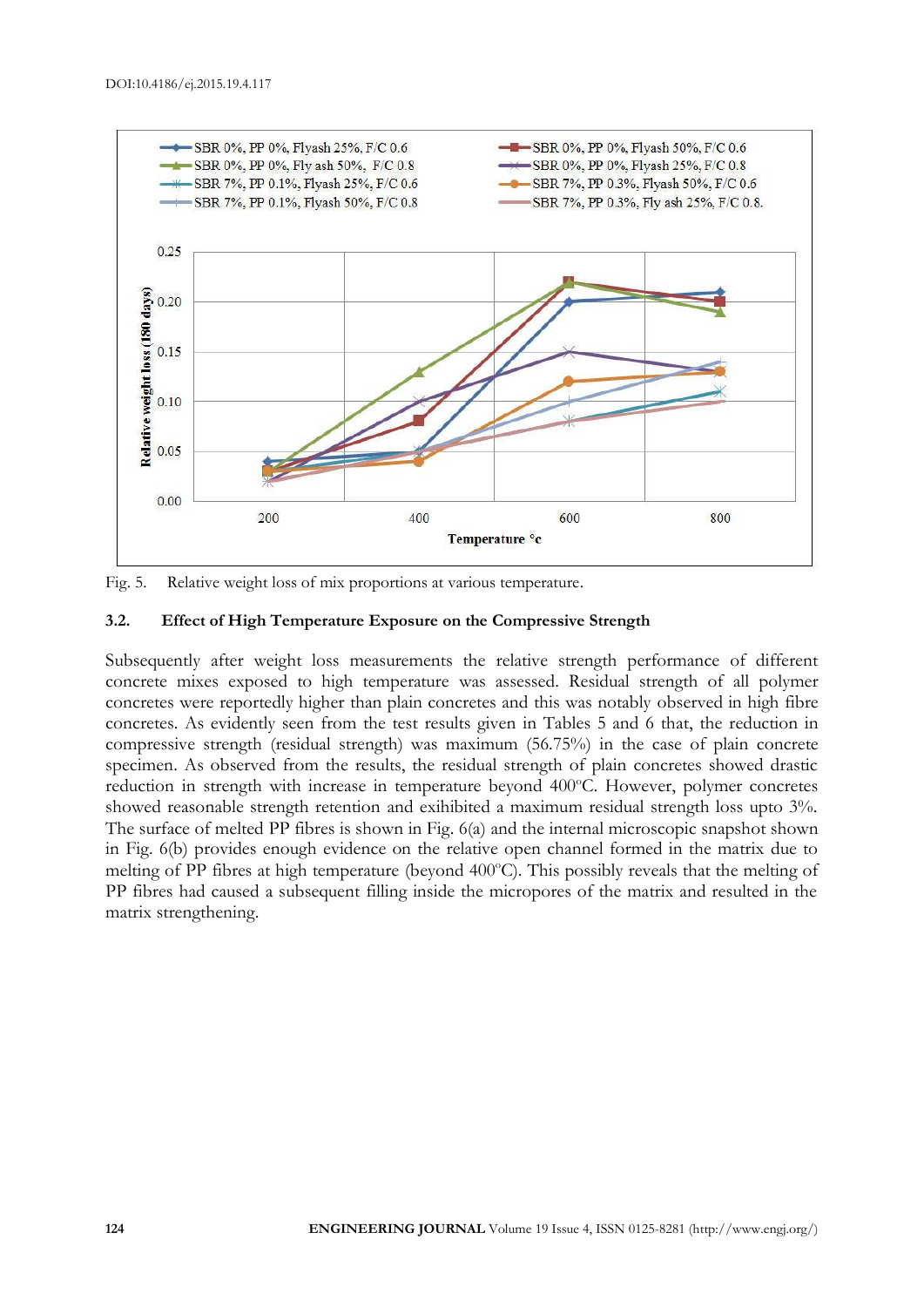Fig. 5. Relative weight loss of mix proportions at various temperature.

### 3.2. Effect of High Temperature Exposure on the Compressive Strength

Subsequently after weight loss measurements the relative strength performance of different concrete mixes exposed to high temperature was assessed. Residual strength of all polymer concretes were reportedly higher than plain concretes and this was notably observed in high fibre concretes. As evidently seen from the test results given in Tables 5 and 6 that, the reduction in compressive strength (residual strength) was maximum (56.75%) in the case of plain concrete specimen. As observed from the results, the residual strength of plain concretes showed drastic reduction in strength with increase in temperature beyond 400°C. However, polymer concretes showed reasonable strength retention and exihibited a maximum residual strength loss upto 3%. The surface of melted PP fibres is shown in Fig. 6(a) and the internal microscopic snapshot shown in Fig. 6(b) provides enough evidence on the relative open channel formed in the matrix due to melting of PP fibres at high temperature (beyond 400°C). This possibly reveals that the melting of PP fibres had caused a subsequent filling inside the micropores of the matrix and resulted in the matrix strengthening.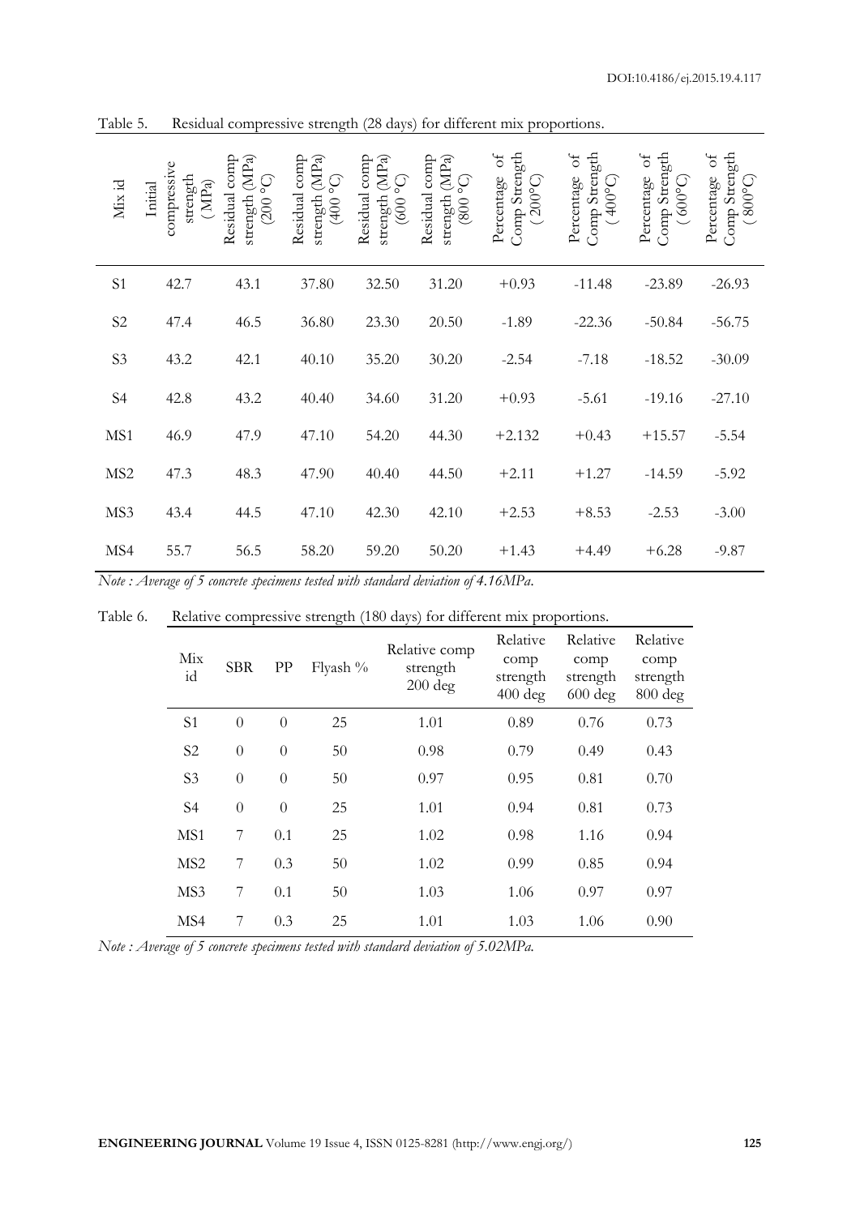Table 5. Residual compressive strength (28 days) for different mix proportions.

| Mix id | Initial compressive strength (MPa) | Residual comp strength (MPa) (200 °C) | Residual comp strength (MPa) (400 °C) | Residual comp strength (MPa) (600 °C) | Residual comp strength (MPa) (800 °C) | Percentage of Comp Strength (200°C) | Percentage of Comp Strength (400°C) | Percentage of Comp Strength (600°C) | Percentage of Comp Strength (800°C) |
|---|---|---|---|---|---|---|---|---|---|
| S1 | 42.7 | 43.1 | 37.80 | 32.50 | 31.20 | +0.93 | -11.48 | -23.89 | -26.93 |
| S2 | 47.4 | 46.5 | 36.80 | 23.30 | 20.50 | -1.89 | -22.36 | -50.84 | -56.75 |
| S3 | 43.2 | 42.1 | 40.10 | 35.20 | 30.20 | -2.54 | -7.18 | -18.52 | -30.09 |
| S4 | 42.8 | 43.2 | 40.40 | 34.60 | 31.20 | +0.93 | -5.61 | -19.16 | -27.10 |
| MS1 | 46.9 | 47.9 | 47.10 | 54.20 | 44.30 | +2.132 | +0.43 | +15.57 | -5.54 |
| MS2 | 47.3 | 48.3 | 47.90 | 40.40 | 44.50 | +2.11 | +1.27 | -14.59 | -5.92 |
| MS3 | 43.4 | 44.5 | 47.10 | 42.30 | 42.10 | +2.53 | +8.53 | -2.53 | -3.00 |
| MS4 | 55.7 | 56.5 | 58.20 | 59.20 | 50.20 | +1.43 | +4.49 | +6.28 | -9.87 |

*Note : Average of 5 concrete specimens tested with standard deviation of 4.16MPa.*

Table 6. Relative compressive strength (180 days) for different mix proportions.

| Mix id | SBR | PP | Flyash % | Relative comp strength 200 deg | Relative comp strength 400 deg | Relative comp strength 600 deg | Relative comp strength 800 deg |
|---|---|---|---|---|---|---|---|
| S1 | 0 | 0 | 25 | 1.01 | 0.89 | 0.76 | 0.73 |
| S2 | 0 | 0 | 50 | 0.98 | 0.79 | 0.49 | 0.43 |
| S3 | 0 | 0 | 50 | 0.97 | 0.95 | 0.81 | 0.70 |
| S4 | 0 | 0 | 25 | 1.01 | 0.94 | 0.81 | 0.73 |
| MS1 | 7 | 0.1 | 25 | 1.02 | 0.98 | 1.16 | 0.94 |
| MS2 | 7 | 0.3 | 50 | 1.02 | 0.99 | 0.85 | 0.94 |
| MS3 | 7 | 0.1 | 50 | 1.03 | 1.06 | 0.97 | 0.97 |
| MS4 | 7 | 0.3 | 25 | 1.01 | 1.03 | 1.06 | 0.90 |

*Note : Average of 5 concrete specimens tested with standard deviation of 5.02MPa.*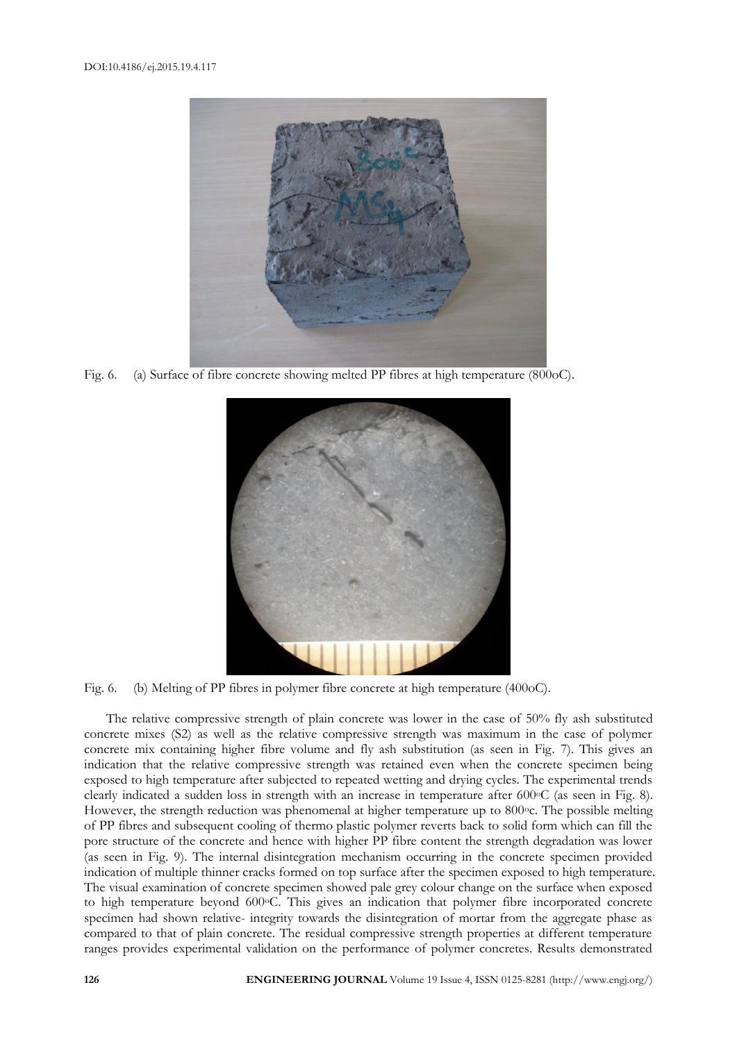Fig. 6. (a) Surface of fibre concrete showing melted PP fibres at high temperature (800oC).

Fig. 6. (b) Melting of PP fibres in polymer fibre concrete at high temperature (400oC).

The relative compressive strength of plain concrete was lower in the case of 50% fly ash substituted concrete mixes (S2) as well as the relative compressive strength was maximum in the case of polymer concrete mix containing higher fibre volume and fly ash substitution (as seen in Fig. 7). This gives an indication that the relative compressive strength was retained even when the concrete specimen being exposed to high temperature after subjected to repeated wetting and drying cycles. The experimental trends clearly indicated a sudden loss in strength with an increase in temperature after 600°C (as seen in Fig. 8). However, the strength reduction was phenomenal at higher temperature up to 800°c. The possible melting of PP fibres and subsequent cooling of thermo plastic polymer reverts back to solid form which can fill the pore structure of the concrete and hence with higher PP fibre content the strength degradation was lower (as seen in Fig. 9). The internal disintegration mechanism occurring in the concrete specimen provided indication of multiple thinner cracks formed on top surface after the specimen exposed to high temperature. The visual examination of concrete specimen showed pale grey colour change on the surface when exposed to high temperature beyond 600°C. This gives an indication that polymer fibre incorporated concrete specimen had shown relative- integrity towards the disintegration of mortar from the aggregate phase as compared to that of plain concrete. The residual compressive strength properties at different temperature ranges provides experimental validation on the performance of polymer concretes. Results demonstrated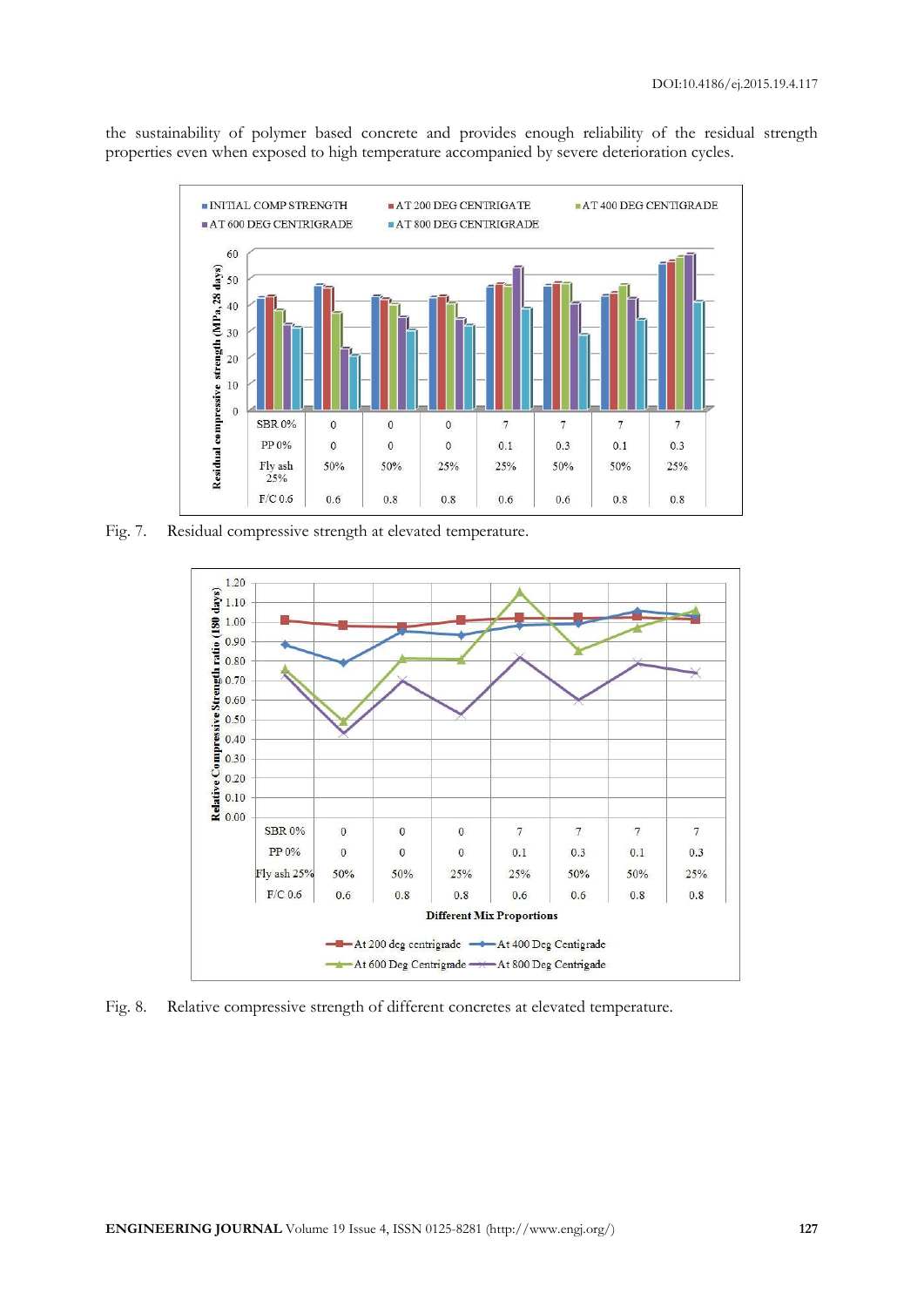the sustainability of polymer based concrete and provides enough reliability of the residual strength properties even when exposed to high temperature accompanied by severe deterioration cycles.

Fig. 7. Residual compressive strength at elevated temperature.

Fig. 8. Relative compressive strength of different concretes at elevated temperature.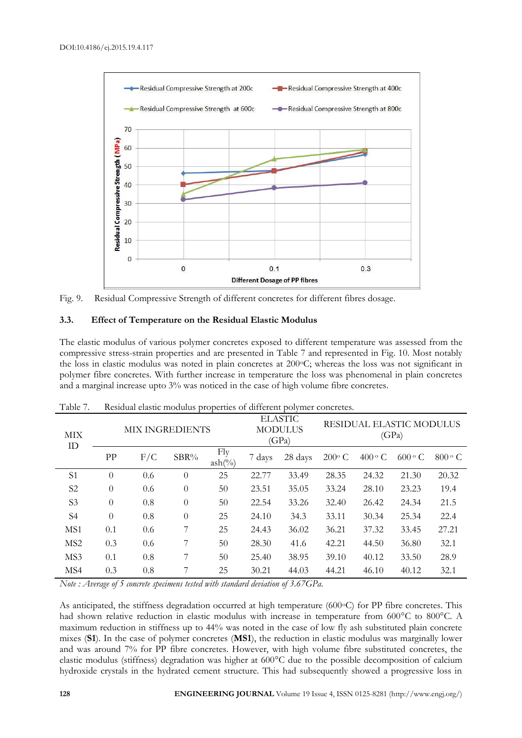Fig. 9. Residual Compressive Strength of different concretes for different fibres dosage.

### 3.3. Effect of Temperature on the Residual Elastic Modulus

The elastic modulus of various polymer concretes exposed to different temperature was assessed from the compressive stress-strain properties and are presented in Table 7 and represented in Fig. 10. Most notably the loss in elastic modulus was noted in plain concretes at 200°C; whereas the loss was not significant in polymer fibre concretes. With further increase in temperature the loss was phenomenal in plain concretes and a marginal increase upto 3% was noticed in the case of high volume fibre concretes.

Table 7. Residual elastic modulus properties of different polymer concretes.

| MIX ID | MIX INGREDIENTS | | | | ELASTIC MODULUS (GPa) | | RESIDUAL ELASTIC MODULUS (GPa) | | | |
|---|---|---|---|---|---|---|---|---|---|---|
| | PP | F/C | SBR% | Fly ash(%) | 7 days | 28 days | 200° C | 400° C | 600° C | 800° C |
| S1 | 0 | 0.6 | 0 | 25 | 22.77 | 33.49 | 28.35 | 24.32 | 21.30 | 20.32 |
| S2 | 0 | 0.6 | 0 | 50 | 23.51 | 35.05 | 33.24 | 28.10 | 23.23 | 19.4 |
| S3 | 0 | 0.8 | 0 | 50 | 22.54 | 33.26 | 32.40 | 26.42 | 24.34 | 21.5 |
| S4 | 0 | 0.8 | 0 | 25 | 24.10 | 34.3 | 33.11 | 30.34 | 25.34 | 22.4 |
| MS1 | 0.1 | 0.6 | 7 | 25 | 24.43 | 36.02 | 36.21 | 37.32 | 33.45 | 27.21 |
| MS2 | 0.3 | 0.6 | 7 | 50 | 28.30 | 41.6 | 42.21 | 44.50 | 36.80 | 32.1 |
| MS3 | 0.1 | 0.8 | 7 | 50 | 25.40 | 38.95 | 39.10 | 40.12 | 33.50 | 28.9 |
| MS4 | 0.3 | 0.8 | 7 | 25 | 30.21 | 44.03 | 44.21 | 46.10 | 40.12 | 32.1 |

*Note : Average of 5 concrete specimens tested with standard deviation of 3.67GPa.*

As anticipated, the stiffness degradation occurred at high temperature (600°C) for PP fibre concretes. This had shown relative reduction in elastic modulus with increase in temperature from 600°C to 800°C. A maximum reduction in stiffness up to 44% was noted in the case of low fly ash substituted plain concrete mixes (**S1**). In the case of polymer concretes (**MS1**), the reduction in elastic modulus was marginally lower and was around 7% for PP fibre concretes. However, with high volume fibre substituted concretes, the elastic modulus (stiffness) degradation was higher at 600°C due to the possible decomposition of calcium hydroxide crystals in the hydrated cement structure. This had subsequently showed a progressive loss in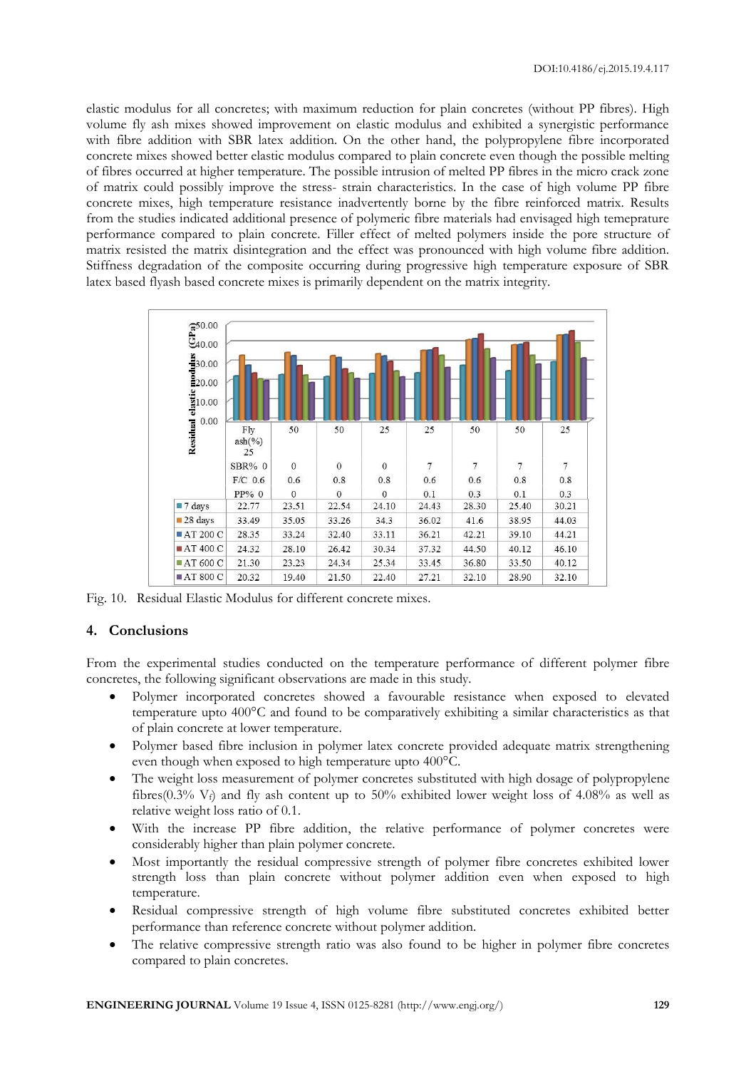elastic modulus for all concretes; with maximum reduction for plain concretes (without PP fibres). High volume fly ash mixes showed improvement on elastic modulus and exhibited a synergistic performance with fibre addition with SBR latex addition. On the other hand, the polypropylene fibre incorporated concrete mixes showed better elastic modulus compared to plain concrete even though the possible melting of fibres occurred at higher temperature. The possible intrusion of melted PP fibres in the micro crack zone of matrix could possibly improve the stress- strain characteristics. In the case of high volume PP fibre concrete mixes, high temperature resistance inadvertently borne by the fibre reinforced matrix. Results from the studies indicated additional presence of polymeric fibre materials had envisaged high temeprature performance compared to plain concrete. Filler effect of melted polymers inside the pore structure of matrix resisted the matrix disintegration and the effect was pronounced with high volume fibre addition. Stiffness degradation of the composite occurring during progressive high temperature exposure of SBR latex based flyash based concrete mixes is primarily dependent on the matrix integrity.

| | Fly ash(%) 25 | 50 | 50 | 25 | 25 | 50 | 50 | 25 |
|---|---|---|---|---|---|---|---|---|
| | SBR% 0 | 0 | 0 | 0 | 7 | 7 | 7 | 7 |
| | F/C 0.6 | 0.6 | 0.8 | 0.8 | 0.6 | 0.6 | 0.8 | 0.8 |
| | PP% 0 | 0 | 0 | 0 | 0.1 | 0.3 | 0.1 | 0.3 |
| 7 days | 22.77 | 23.51 | 22.54 | 24.10 | 24.43 | 28.30 | 25.40 | 30.21 |
| 28 days | 33.49 | 35.05 | 33.26 | 34.3 | 36.02 | 41.6 | 38.95 | 44.03 |
| AT 200 C | 28.35 | 33.24 | 32.40 | 33.11 | 36.21 | 42.21 | 39.10 | 44.21 |
| AT 400 C | 24.32 | 28.10 | 26.42 | 30.34 | 37.32 | 44.50 | 40.12 | 46.10 |
| AT 600 C | 21.30 | 23.23 | 24.34 | 25.34 | 33.45 | 36.80 | 33.50 | 40.12 |
| AT 800 C | 20.32 | 19.40 | 21.50 | 22.40 | 27.21 | 32.10 | 28.90 | 32.10 |

Fig. 10. Residual Elastic Modulus for different concrete mixes.

## 4. Conclusions

From the experimental studies conducted on the temperature performance of different polymer fibre concretes, the following significant observations are made in this study.

- Polymer incorporated concretes showed a favourable resistance when exposed to elevated temperature upto 400°C and found to be comparatively exhibiting a similar characteristics as that of plain concrete at lower temperature.
- Polymer based fibre inclusion in polymer latex concrete provided adequate matrix strengthening even though when exposed to high temperature upto 400°C.
- The weight loss measurement of polymer concretes substituted with high dosage of polypropylene fibres(0.3% $V_f$) and fly ash content up to 50% exhibited lower weight loss of 4.08% as well as relative weight loss ratio of 0.1.
- With the increase PP fibre addition, the relative performance of polymer concretes were considerably higher than plain polymer concrete.
- Most importantly the residual compressive strength of polymer fibre concretes exhibited lower strength loss than plain concrete without polymer addition even when exposed to high temperature.
- Residual compressive strength of high volume fibre substituted concretes exhibited better performance than reference concrete without polymer addition.
- The relative compressive strength ratio was also found to be higher in polymer fibre concretes compared to plain concretes.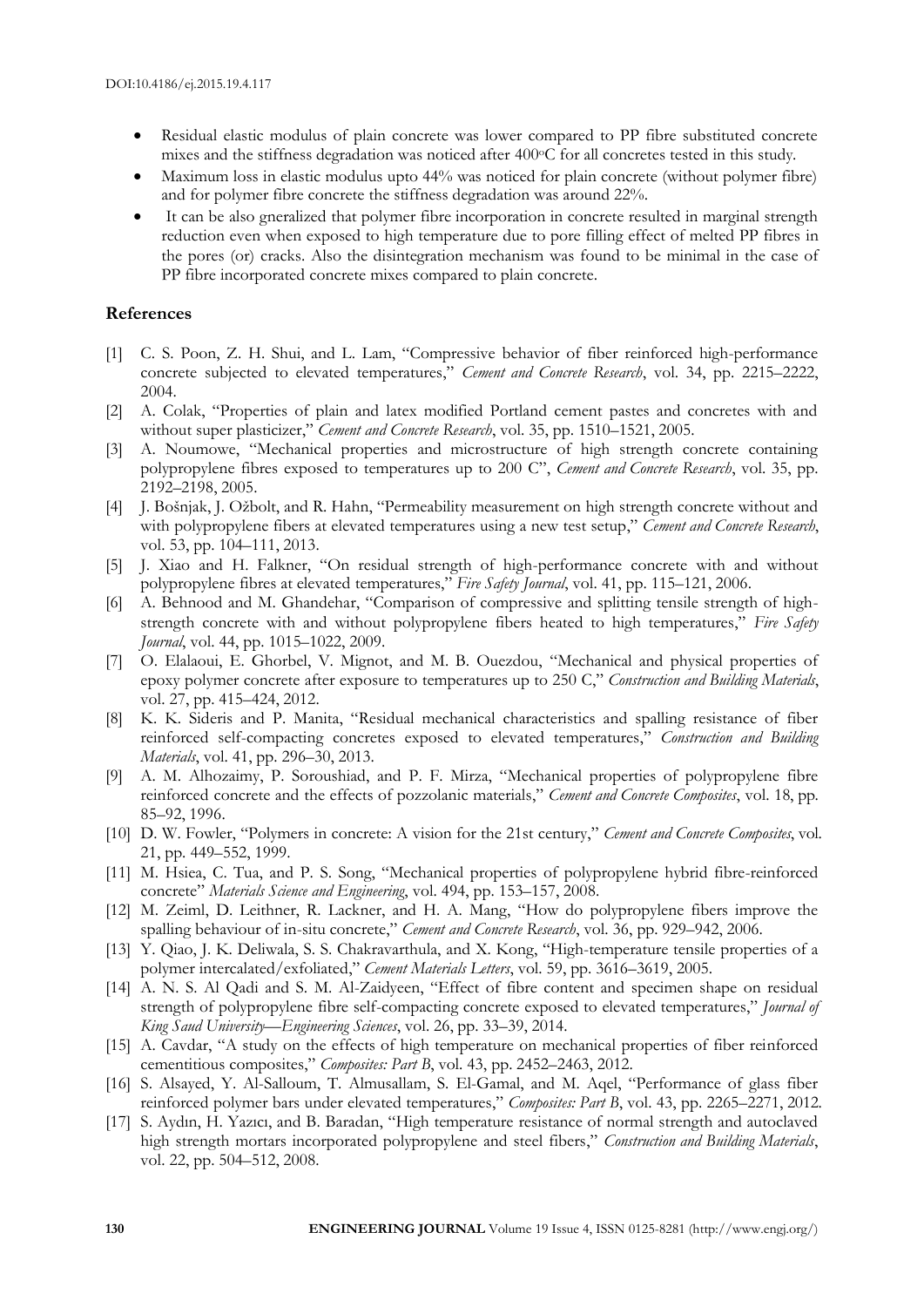- Residual elastic modulus of plain concrete was lower compared to PP fibre substituted concrete mixes and the stiffness degradation was noticed after 400°C for all concretes tested in this study.
- Maximum loss in elastic modulus upto 44% was noticed for plain concrete (without polymer fibre) and for polymer fibre concrete the stiffness degradation was around 22%.
- It can be also gneralized that polymer fibre incorporation in concrete resulted in marginal strength reduction even when exposed to high temperature due to pore filling effect of melted PP fibres in the pores (or) cracks. Also the disintegration mechanism was found to be minimal in the case of PP fibre incorporated concrete mixes compared to plain concrete.

## References

[1] C. S. Poon, Z. H. Shui, and L. Lam, "Compressive behavior of fiber reinforced high-performance concrete subjected to elevated temperatures," *Cement and Concrete Research*, vol. 34, pp. 2215–2222, 2004.

[2] A. Colak, "Properties of plain and latex modified Portland cement pastes and concretes with and without super plasticizer," *Cement and Concrete Research*, vol. 35, pp. 1510–1521, 2005.

[3] A. Noumowe, "Mechanical properties and microstructure of high strength concrete containing polypropylene fibres exposed to temperatures up to 200 C", *Cement and Concrete Research*, vol. 35, pp. 2192–2198, 2005.

[4] J. Bošnjak, J. Ožbolt, and R. Hahn, "Permeability measurement on high strength concrete without and with polypropylene fibers at elevated temperatures using a new test setup," *Cement and Concrete Research*, vol. 53, pp. 104–111, 2013.

[5] J. Xiao and H. Falkner, "On residual strength of high-performance concrete with and without polypropylene fibres at elevated temperatures," *Fire Safety Journal*, vol. 41, pp. 115–121, 2006.

[6] A. Behnood and M. Ghandehar, "Comparison of compressive and splitting tensile strength of high-strength concrete with and without polypropylene fibers heated to high temperatures," *Fire Safety Journal*, vol. 44, pp. 1015–1022, 2009.

[7] O. Elalaoui, E. Ghorbel, V. Mignot, and M. B. Ouezdou, "Mechanical and physical properties of epoxy polymer concrete after exposure to temperatures up to 250 C," *Construction and Building Materials*, vol. 27, pp. 415–424, 2012.

[8] K. K. Sideris and P. Manita, "Residual mechanical characteristics and spalling resistance of fiber reinforced self-compacting concretes exposed to elevated temperatures," *Construction and Building Materials*, vol. 41, pp. 296–30, 2013.

[9] A. M. Alhozaimy, P. Soroushiad, and P. F. Mirza, "Mechanical properties of polypropylene fibre reinforced concrete and the effects of pozzolanic materials," *Cement and Concrete Composites*, vol. 18, pp. 85–92, 1996.

[10] D. W. Fowler, "Polymers in concrete: A vision for the 21st century," *Cement and Concrete Composites*, vol. 21, pp. 449–552, 1999.

[11] M. Hsiea, C. Tua, and P. S. Song, "Mechanical properties of polypropylene hybrid fibre-reinforced concrete" *Materials Science and Engineering*, vol. 494, pp. 153–157, 2008.

[12] M. Zeiml, D. Leithner, R. Lackner, and H. A. Mang, "How do polypropylene fibers improve the spalling behaviour of in-situ concrete," *Cement and Concrete Research*, vol. 36, pp. 929–942, 2006.

[13] Y. Qiao, J. K. Deliwala, S. S. Chakravarthula, and X. Kong, "High-temperature tensile properties of a polymer intercalated/exfoliated," *Cement Materials Letters*, vol. 59, pp. 3616–3619, 2005.

[14] A. N. S. Al Qadi and S. M. Al-Zaidyeen, "Effect of fibre content and specimen shape on residual strength of polypropylene fibre self-compacting concrete exposed to elevated temperatures," *Journal of King Saud University—Engineering Sciences*, vol. 26, pp. 33–39, 2014.

[15] A. Cavdar, "A study on the effects of high temperature on mechanical properties of fiber reinforced cementitious composites," *Composites: Part B*, vol. 43, pp. 2452–2463, 2012.

[16] S. Alsayed, Y. Al-Salloum, T. Almusallam, S. El-Gamal, and M. Aqel, "Performance of glass fiber reinforced polymer bars under elevated temperatures," *Composites: Part B*, vol. 43, pp. 2265–2271, 2012.

[17] S. Aydın, H. Yazıcı, and B. Baradan, "High temperature resistance of normal strength and autoclaved high strength mortars incorporated polypropylene and steel fibers," *Construction and Building Materials*, vol. 22, pp. 504–512, 2008.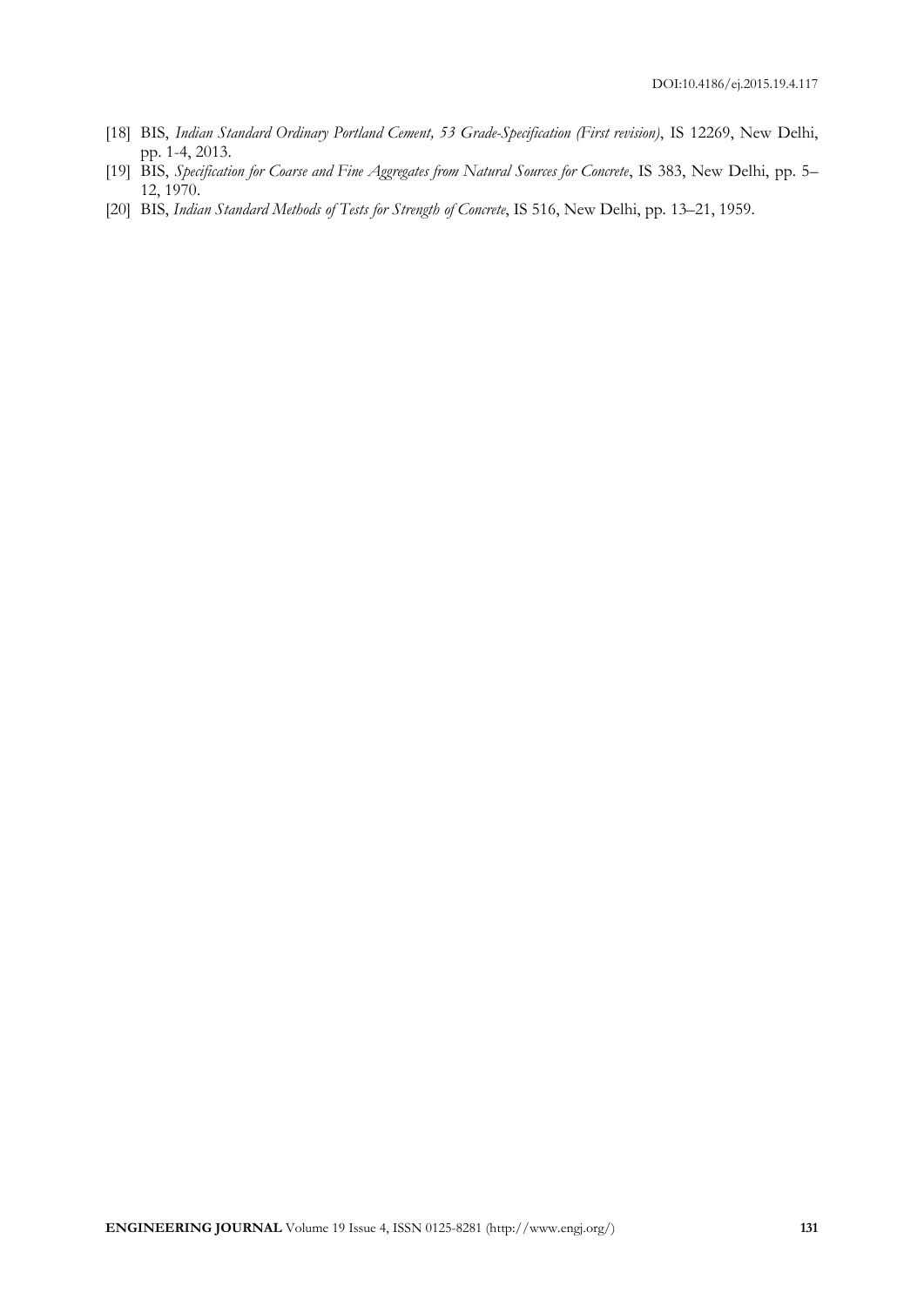[18] BIS, *Indian Standard Ordinary Portland Cement, 53 Grade-Specification (First revision)*, IS 12269, New Delhi, pp. 1-4, 2013.

[19] BIS, *Specification for Coarse and Fine Aggregates from Natural Sources for Concrete*, IS 383, New Delhi, pp. 5–12, 1970.

[20] BIS, *Indian Standard Methods of Tests for Strength of Concrete*, IS 516, New Delhi, pp. 13–21, 1959.